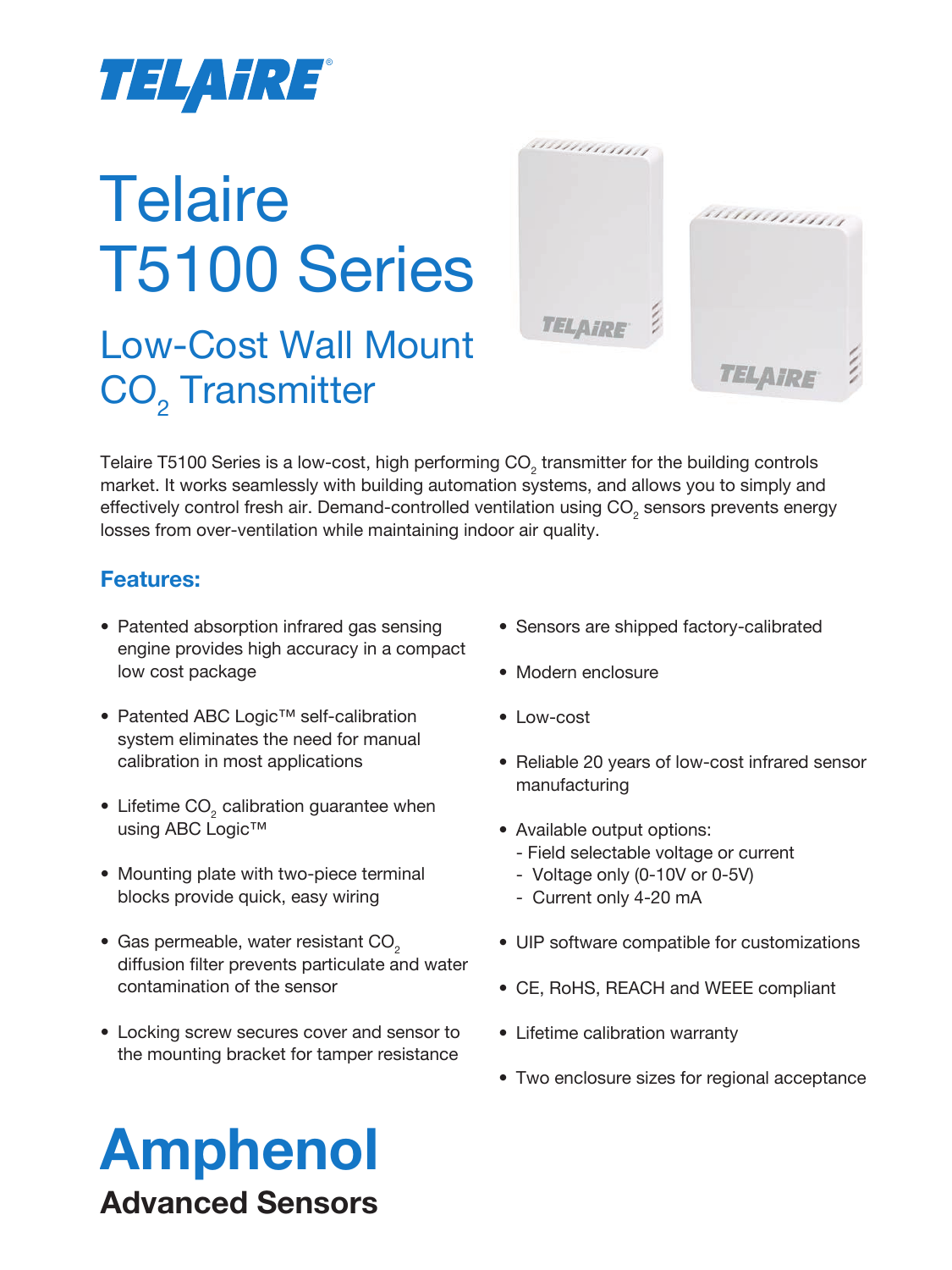TELAIRE®

# Telaire T5100 Series

## Low-Cost Wall Mount $CO_2$ Transmitter

Telaire T5100 Series is a low-cost, high performing $CO_2$ transmitter for the building controls market. It works seamlessly with building automation systems, and allows you to simply and effectively control fresh air. Demand-controlled ventilation using $CO_2$ sensors prevents energy losses from over-ventilation while maintaining indoor air quality.

### Features:

- Patented absorption infrared gas sensing engine provides high accuracy in a compact low cost package
- Patented ABC Logic™ self-calibration system eliminates the need for manual calibration in most applications
- Lifetime $CO_2$ calibration guarantee when using ABC Logic™
- Mounting plate with two-piece terminal blocks provide quick, easy wiring
- Gas permeable, water resistant $CO_2$ diffusion filter prevents particulate and water contamination of the sensor
- Locking screw secures cover and sensor to the mounting bracket for tamper resistance
- Sensors are shipped factory-calibrated
- Modern enclosure
- Low-cost
- Reliable 20 years of low-cost infrared sensor manufacturing
- Available output options:
  - Field selectable voltage or current
  - Voltage only (0-10V or 0-5V)
  - Current only 4-20 mA
- UIP software compatible for customizations
- CE, RoHS, REACH and WEEE compliant
- Lifetime calibration warranty
- Two enclosure sizes for regional acceptance

**Amphenol**
**Advanced Sensors**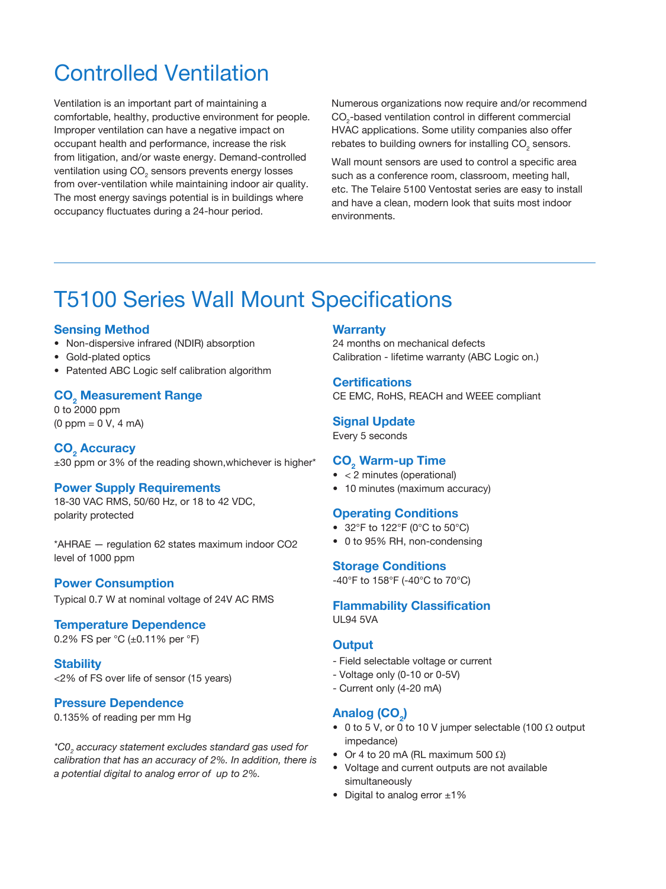# Controlled Ventilation

Ventilation is an important part of maintaining a comfortable, healthy, productive environment for people. Improper ventilation can have a negative impact on occupant health and performance, increase the risk from litigation, and/or waste energy. Demand-controlled ventilation using $CO_2$ sensors prevents energy losses from over-ventilation while maintaining indoor air quality. The most energy savings potential is in buildings where occupancy fluctuates during a 24-hour period.

Numerous organizations now require and/or recommend $CO_2$-based ventilation control in different commercial HVAC applications. Some utility companies also offer rebates to building owners for installing $CO_2$ sensors.

Wall mount sensors are used to control a specific area such as a conference room, classroom, meeting hall, etc. The Telaire 5100 Ventostat series are easy to install and have a clean, modern look that suits most indoor environments.

---

# T5100 Series Wall Mount Specifications

### Sensing Method

- Non-dispersive infrared (NDIR) absorption
- Gold-plated optics
- Patented ABC Logic self calibration algorithm

### $CO_2$ Measurement Range

0 to 2000 ppm
(0 ppm = 0 V, 4 mA)

### $CO_2$ Accuracy

±30 ppm or 3% of the reading shown,whichever is higher*

### Power Supply Requirements

18-30 VAC RMS, 50/60 Hz, or 18 to 42 VDC,
polarity protected

*AHRAE — regulation 62 states maximum indoor CO2 level of 1000 ppm

### Power Consumption

Typical 0.7 W at nominal voltage of 24V AC RMS

### Temperature Dependence

0.2% FS per °C (±0.11% per °F)

### Stability

<2% of FS over life of sensor (15 years)

### Pressure Dependence

0.135% of reading per mm Hg

*\*$C0_2$ accuracy statement excludes standard gas used for calibration that has an accuracy of 2%. In addition, there is a potential digital to analog error of up to 2%.*

### Warranty

24 months on mechanical defects
Calibration - lifetime warranty (ABC Logic on.)

### Certifications

CE EMC, RoHS, REACH and WEEE compliant

### Signal Update

Every 5 seconds

### $CO_2$ Warm-up Time

- < 2 minutes (operational)
- 10 minutes (maximum accuracy)

### Operating Conditions

- 32°F to 122°F (0°C to 50°C)
- 0 to 95% RH, non-condensing

### Storage Conditions

-40°F to 158°F (-40°C to 70°C)

### Flammability Classification

UL94 5VA

### Output

- Field selectable voltage or current
- Voltage only (0-10 or 0-5V)
- Current only (4-20 mA)

### Analog ($CO_2$)

- 0 to 5 V, or 0 to 10 V jumper selectable (100 Ω output impedance)
- Or 4 to 20 mA (RL maximum 500 Ω)
- Voltage and current outputs are not available simultaneously
- Digital to analog error ±1%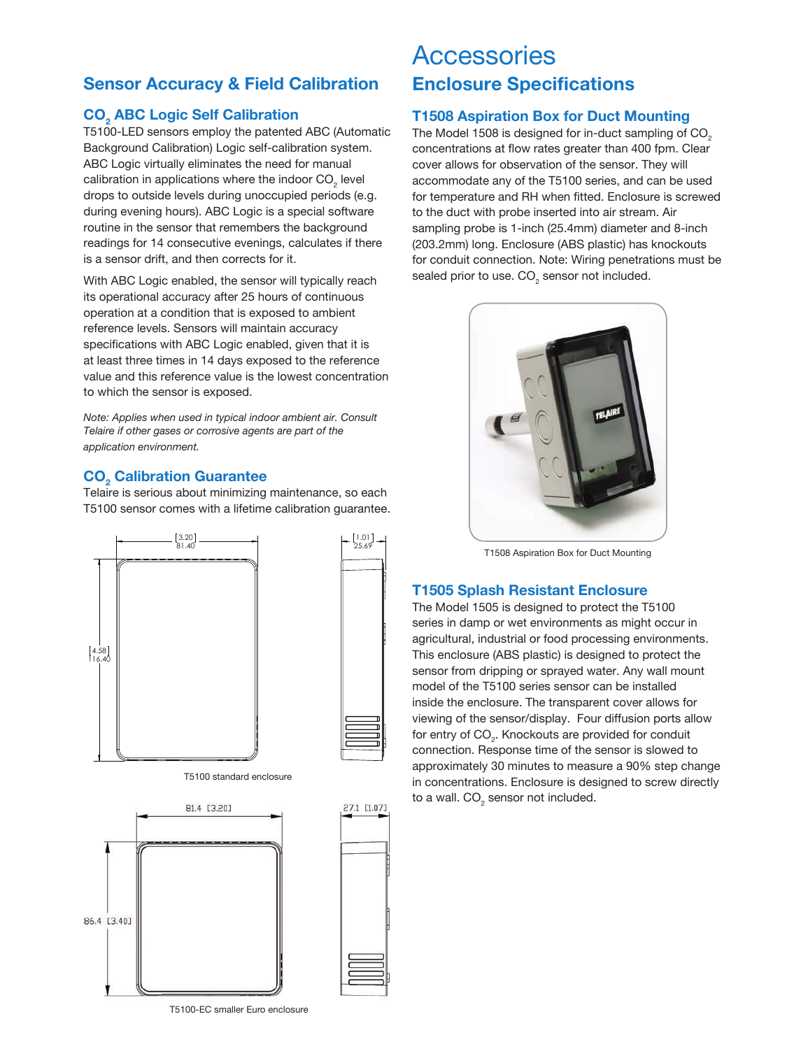## Sensor Accuracy & Field Calibration

### $CO_2$ ABC Logic Self Calibration

T5100-LED sensors employ the patented ABC (Automatic Background Calibration) Logic self-calibration system. ABC Logic virtually eliminates the need for manual calibration in applications where the indoor $CO_2$ level drops to outside levels during unoccupied periods (e.g. during evening hours). ABC Logic is a special software routine in the sensor that remembers the background readings for 14 consecutive evenings, calculates if there is a sensor drift, and then corrects for it.

With ABC Logic enabled, the sensor will typically reach its operational accuracy after 25 hours of continuous operation at a condition that is exposed to ambient reference levels. Sensors will maintain accuracy specifications with ABC Logic enabled, given that it is at least three times in 14 days exposed to the reference value and this reference value is the lowest concentration to which the sensor is exposed.

*Note: Applies when used in typical indoor ambient air. Consult Telaire if other gases or corrosive agents are part of the application environment.*

### $CO_2$ Calibration Guarantee

Telaire is serious about minimizing maintenance, so each T5100 sensor comes with a lifetime calibration guarantee.

[3.20] 81.40 | [1.01] 25.69 | [4.58] 116.40

T5100 standard enclosure

81.4 [3.20] | 27.1 [1.07] | 86.4 [3.40]

T5100-EC smaller Euro enclosure

# Accessories

## Enclosure Specifications

### T1508 Aspiration Box for Duct Mounting

The Model 1508 is designed for in-duct sampling of $CO_2$ concentrations at flow rates greater than 400 fpm. Clear cover allows for observation of the sensor. They will accommodate any of the T5100 series, and can be used for temperature and RH when fitted. Enclosure is screwed to the duct with probe inserted into air stream. Air sampling probe is 1-inch (25.4mm) diameter and 8-inch (203.2mm) long. Enclosure (ABS plastic) has knockouts for conduit connection. Note: Wiring penetrations must be sealed prior to use. $CO_2$ sensor not included.

T1508 Aspiration Box for Duct Mounting

### T1505 Splash Resistant Enclosure

The Model 1505 is designed to protect the T5100 series in damp or wet environments as might occur in agricultural, industrial or food processing environments. This enclosure (ABS plastic) is designed to protect the sensor from dripping or sprayed water. Any wall mount model of the T5100 series sensor can be installed inside the enclosure. The transparent cover allows for viewing of the sensor/display. Four diffusion ports allow for entry of $CO_2$. Knockouts are provided for conduit connection. Response time of the sensor is slowed to approximately 30 minutes to measure a 90% step change in concentrations. Enclosure is designed to screw directly to a wall. $CO_2$ sensor not included.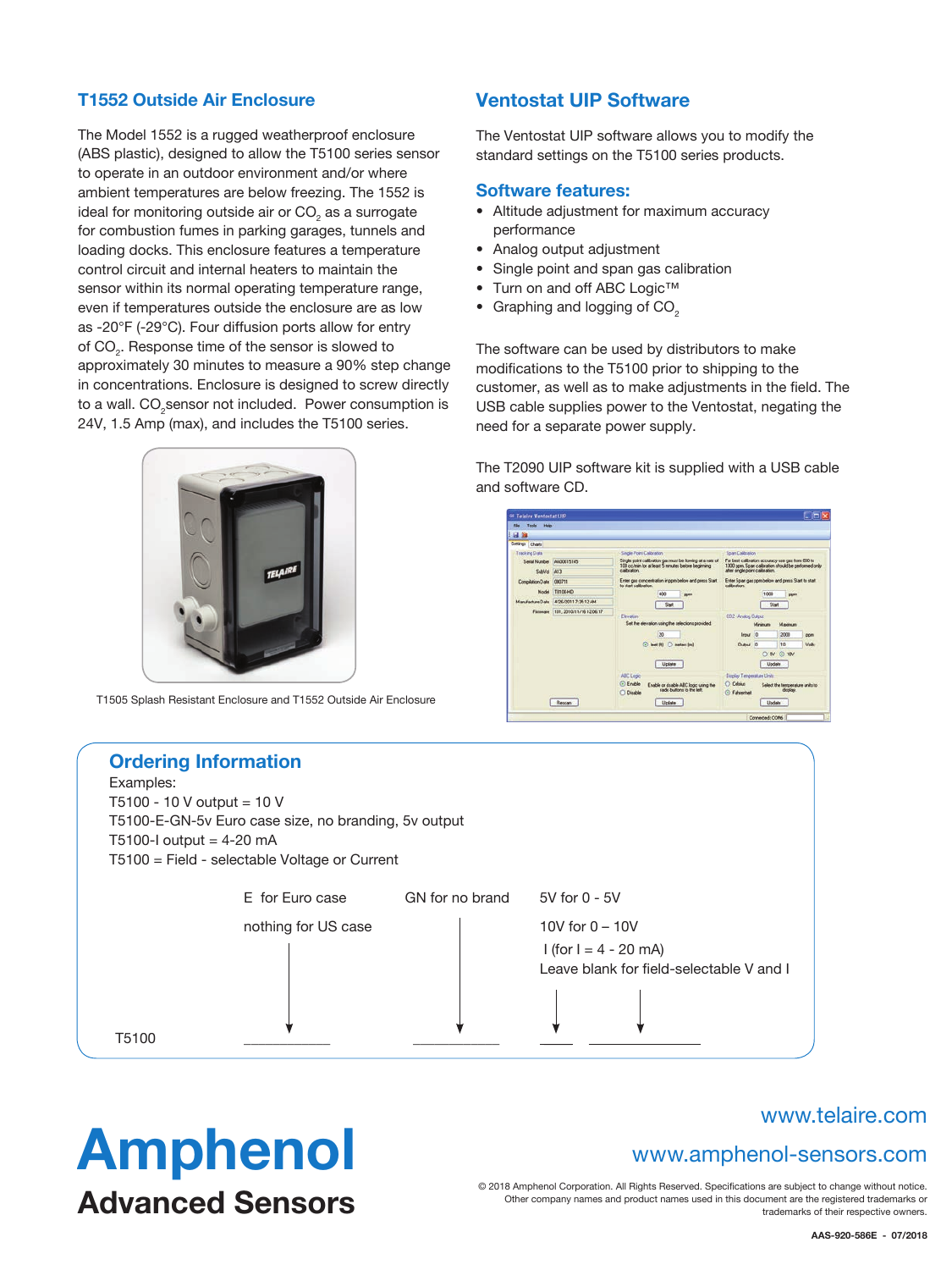## T1552 Outside Air Enclosure

The Model 1552 is a rugged weatherproof enclosure (ABS plastic), designed to allow the T5100 series sensor to operate in an outdoor environment and/or where ambient temperatures are below freezing. The 1552 is ideal for monitoring outside air or $CO_2$ as a surrogate for combustion fumes in parking garages, tunnels and loading docks. This enclosure features a temperature control circuit and internal heaters to maintain the sensor within its normal operating temperature range, even if temperatures outside the enclosure are as low as -20°F (-29°C). Four diffusion ports allow for entry of $CO_2$. Response time of the sensor is slowed to approximately 30 minutes to measure a 90% step change in concentrations. Enclosure is designed to screw directly to a wall. $CO_2$ sensor not included. Power consumption is 24V, 1.5 Amp (max), and includes the T5100 series.

T1505 Splash Resistant Enclosure and T1552 Outside Air Enclosure

## Ventostat UIP Software

The Ventostat UIP software allows you to modify the standard settings on the T5100 series products.

### Software features:

- Altitude adjustment for maximum accuracy performance
- Analog output adjustment
- Single point and span gas calibration
- Turn on and off ABC Logic™
- Graphing and logging of $CO_2$

The software can be used by distributors to make modifications to the T5100 prior to shipping to the customer, as well as to make adjustments in the field. The USB cable supplies power to the Ventostat, negating the need for a separate power supply.

The T2090 UIP software kit is supplied with a USB cable and software CD.

## Ordering Information

Examples:

T5100 - 10 V output = 10 V

T5100-E-GN-5v Euro case size, no branding, 5v output

T5100-I output = 4-20 mA

T5100 = Field - selectable Voltage or Current

| | | | |
|---|---|---|---|
| | E for Euro case<br>nothing for US case | GN for no brand | 5V for 0 - 5V<br>10V for 0 – 10V<br>I (for I = 4 - 20 mA)<br>Leave blank for field-selectable V and I |
| T5100 | ______ | ______ | ____ ______ |

# Amphenol

## Advanced Sensors

www.telaire.com

www.amphenol-sensors.com

© 2018 Amphenol Corporation. All Rights Reserved. Specifications are subject to change without notice. Other company names and product names used in this document are the registered trademarks or trademarks of their respective owners.

AAS-920-586E - 07/2018